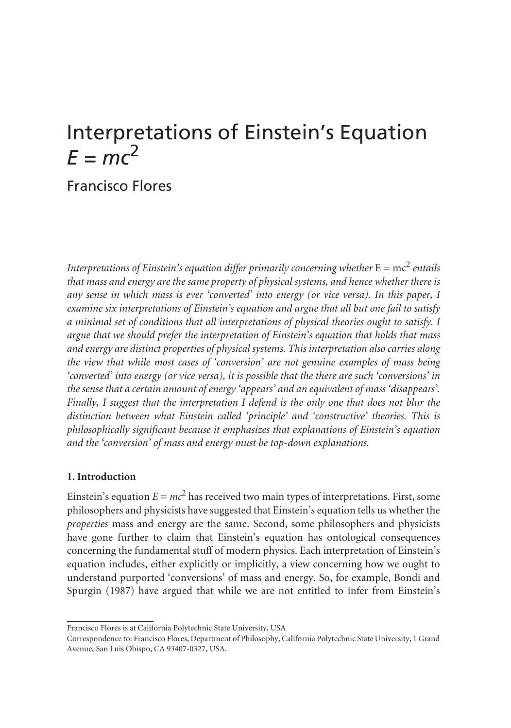# Interpretations of Einstein's Equation $E = mc^2$

## Francisco Flores

*Interpretations of Einstein's equation differ primarily concerning whether* $\mathrm{E} = \mathrm{mc}^2$ *entails that mass and energy are the same property of physical systems, and hence whether there is any sense in which mass is ever 'converted' into energy (or vice versa). In this paper, I examine six interpretations of Einstein's equation and argue that all but one fail to satisfy a minimal set of conditions that all interpretations of physical theories ought to satisfy. I argue that we should prefer the interpretation of Einstein's equation that holds that mass and energy are distinct properties of physical systems. This interpretation also carries along the view that while most cases of 'conversion' are not genuine examples of mass being 'converted' into energy (or vice versa), it is possible that the there are such 'conversions' in the sense that a certain amount of energy 'appears' and an equivalent of mass 'disappears'. Finally, I suggest that the interpretation I defend is the only one that does not blur the distinction between what Einstein called 'principle' and 'constructive' theories. This is philosophically significant because it emphasizes that explanations of Einstein's equation and the 'conversion' of mass and energy must be top-down explanations.*

### 1. Introduction

Einstein's equation $E = mc^2$ has received two main types of interpretations. First, some philosophers and physicists have suggested that Einstein's equation tells us whether the *properties* mass and energy are the same. Second, some philosophers and physicists have gone further to claim that Einstein's equation has ontological consequences concerning the fundamental stuff of modern physics. Each interpretation of Einstein's equation includes, either explicitly or implicitly, a view concerning how we ought to understand purported 'conversions' of mass and energy. So, for example, Bondi and Spurgin (1987) have argued that while we are not entitled to infer from Einstein's

---

Francisco Flores is at California Polytechnic State University, USA

Correspondence to: Francisco Flores, Department of Philosophy, California Polytechnic State University, 1 Grand Avenue, San Luis Obispo, CA 93407-0327, USA.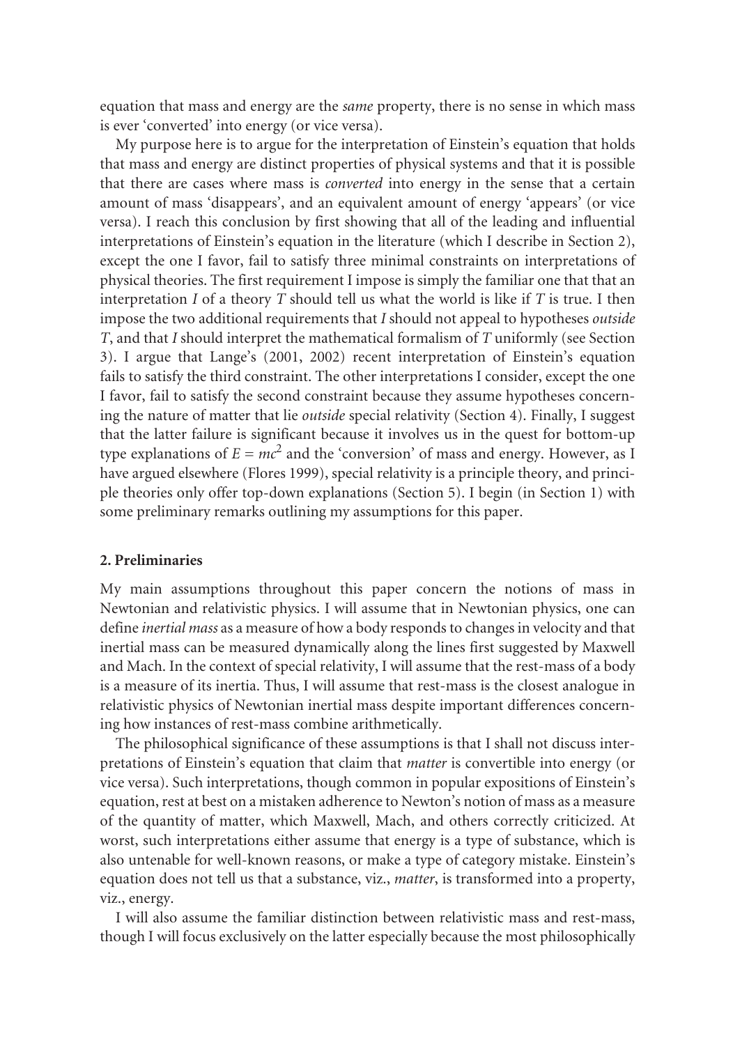equation that mass and energy are the *same* property, there is no sense in which mass is ever 'converted' into energy (or vice versa).

My purpose here is to argue for the interpretation of Einstein's equation that holds that mass and energy are distinct properties of physical systems and that it is possible that there are cases where mass is *converted* into energy in the sense that a certain amount of mass 'disappears', and an equivalent amount of energy 'appears' (or vice versa). I reach this conclusion by first showing that all of the leading and influential interpretations of Einstein's equation in the literature (which I describe in Section 2), except the one I favor, fail to satisfy three minimal constraints on interpretations of physical theories. The first requirement I impose is simply the familiar one that that an interpretation *I* of a theory *T* should tell us what the world is like if *T* is true. I then impose the two additional requirements that *I* should not appeal to hypotheses *outside* *T*, and that *I* should interpret the mathematical formalism of *T* uniformly (see Section 3). I argue that Lange's (2001, 2002) recent interpretation of Einstein's equation fails to satisfy the third constraint. The other interpretations I consider, except the one I favor, fail to satisfy the second constraint because they assume hypotheses concerning the nature of matter that lie *outside* special relativity (Section 4). Finally, I suggest that the latter failure is significant because it involves us in the quest for bottom-up type explanations of $E = mc^2$ and the 'conversion' of mass and energy. However, as I have argued elsewhere (Flores 1999), special relativity is a principle theory, and principle theories only offer top-down explanations (Section 5). I begin (in Section 1) with some preliminary remarks outlining my assumptions for this paper.

## 2. Preliminaries

My main assumptions throughout this paper concern the notions of mass in Newtonian and relativistic physics. I will assume that in Newtonian physics, one can define *inertial mass* as a measure of how a body responds to changes in velocity and that inertial mass can be measured dynamically along the lines first suggested by Maxwell and Mach. In the context of special relativity, I will assume that the rest-mass of a body is a measure of its inertia. Thus, I will assume that rest-mass is the closest analogue in relativistic physics of Newtonian inertial mass despite important differences concerning how instances of rest-mass combine arithmetically.

The philosophical significance of these assumptions is that I shall not discuss interpretations of Einstein's equation that claim that *matter* is convertible into energy (or vice versa). Such interpretations, though common in popular expositions of Einstein's equation, rest at best on a mistaken adherence to Newton's notion of mass as a measure of the quantity of matter, which Maxwell, Mach, and others correctly criticized. At worst, such interpretations either assume that energy is a type of substance, which is also untenable for well-known reasons, or make a type of category mistake. Einstein's equation does not tell us that a substance, viz., *matter*, is transformed into a property, viz., energy.

I will also assume the familiar distinction between relativistic mass and rest-mass, though I will focus exclusively on the latter especially because the most philosophically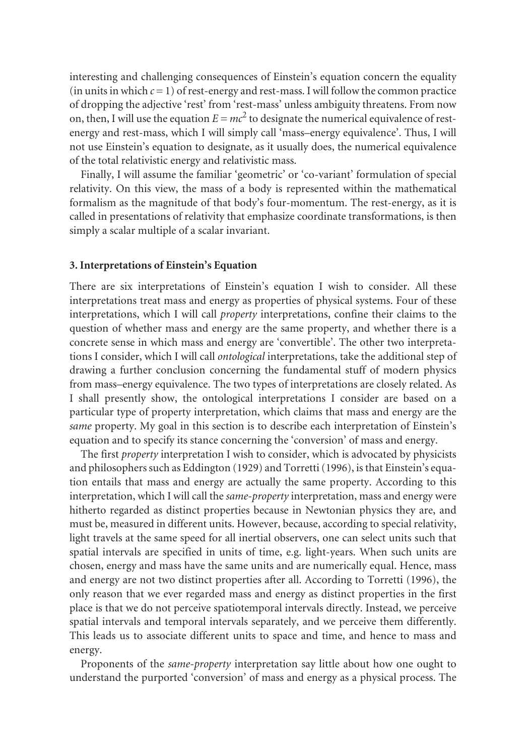interesting and challenging consequences of Einstein's equation concern the equality (in units in which $c = 1$) of rest-energy and rest-mass. I will follow the common practice of dropping the adjective 'rest' from 'rest-mass' unless ambiguity threatens. From now on, then, I will use the equation $E = mc^2$ to designate the numerical equivalence of rest-energy and rest-mass, which I will simply call 'mass–energy equivalence'. Thus, I will not use Einstein's equation to designate, as it usually does, the numerical equivalence of the total relativistic energy and relativistic mass.

Finally, I will assume the familiar 'geometric' or 'co-variant' formulation of special relativity. On this view, the mass of a body is represented within the mathematical formalism as the magnitude of that body's four-momentum. The rest-energy, as it is called in presentations of relativity that emphasize coordinate transformations, is then simply a scalar multiple of a scalar invariant.

### 3. Interpretations of Einstein's Equation

There are six interpretations of Einstein's equation I wish to consider. All these interpretations treat mass and energy as properties of physical systems. Four of these interpretations, which I will call *property* interpretations, confine their claims to the question of whether mass and energy are the same property, and whether there is a concrete sense in which mass and energy are 'convertible'. The other two interpretations I consider, which I will call *ontological* interpretations, take the additional step of drawing a further conclusion concerning the fundamental stuff of modern physics from mass–energy equivalence. The two types of interpretations are closely related. As I shall presently show, the ontological interpretations I consider are based on a particular type of property interpretation, which claims that mass and energy are the *same* property. My goal in this section is to describe each interpretation of Einstein's equation and to specify its stance concerning the 'conversion' of mass and energy.

The first *property* interpretation I wish to consider, which is advocated by physicists and philosophers such as Eddington (1929) and Torretti (1996), is that Einstein's equation entails that mass and energy are actually the same property. According to this interpretation, which I will call the *same-property* interpretation, mass and energy were hitherto regarded as distinct properties because in Newtonian physics they are, and must be, measured in different units. However, because, according to special relativity, light travels at the same speed for all inertial observers, one can select units such that spatial intervals are specified in units of time, e.g. light-years. When such units are chosen, energy and mass have the same units and are numerically equal. Hence, mass and energy are not two distinct properties after all. According to Torretti (1996), the only reason that we ever regarded mass and energy as distinct properties in the first place is that we do not perceive spatiotemporal intervals directly. Instead, we perceive spatial intervals and temporal intervals separately, and we perceive them differently. This leads us to associate different units to space and time, and hence to mass and energy.

Proponents of the *same-property* interpretation say little about how one ought to understand the purported 'conversion' of mass and energy as a physical process. The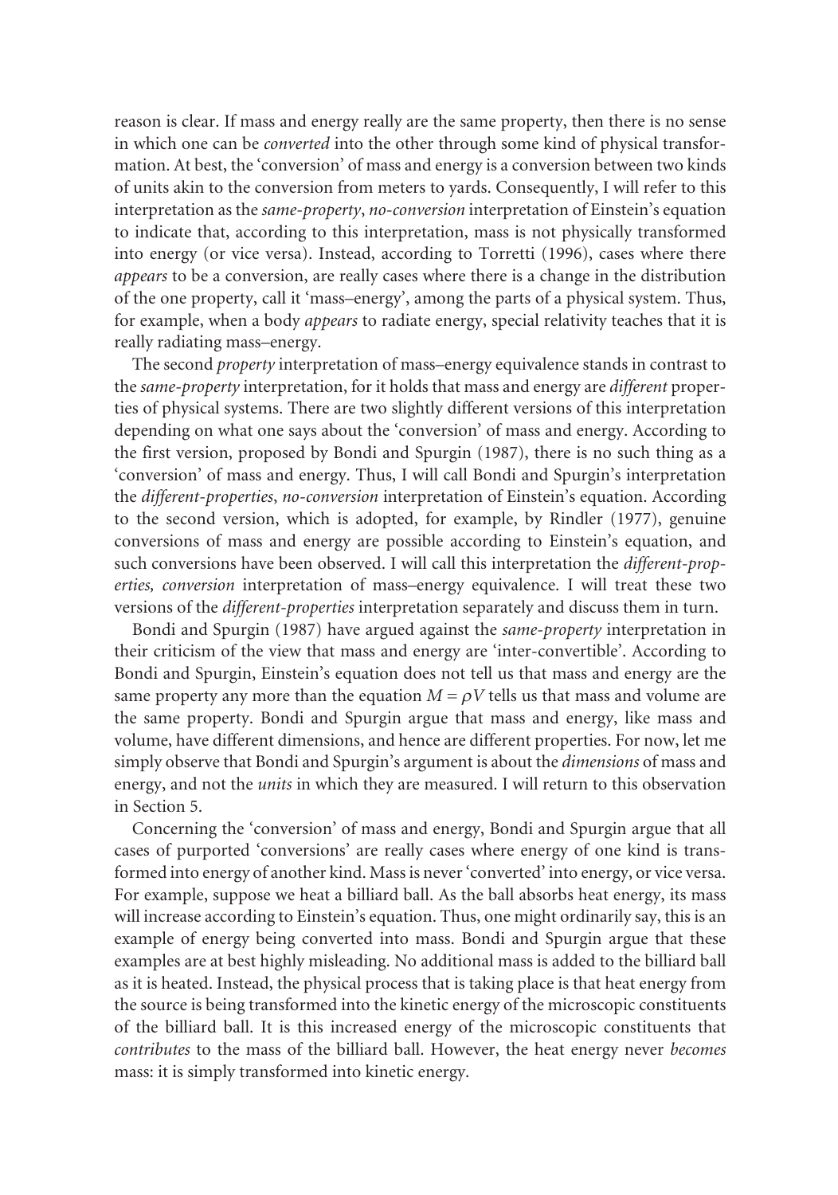reason is clear. If mass and energy really are the same property, then there is no sense in which one can be *converted* into the other through some kind of physical transformation. At best, the 'conversion' of mass and energy is a conversion between two kinds of units akin to the conversion from meters to yards. Consequently, I will refer to this interpretation as the *same-property*, *no-conversion* interpretation of Einstein's equation to indicate that, according to this interpretation, mass is not physically transformed into energy (or vice versa). Instead, according to Torretti (1996), cases where there *appears* to be a conversion, are really cases where there is a change in the distribution of the one property, call it 'mass–energy', among the parts of a physical system. Thus, for example, when a body *appears* to radiate energy, special relativity teaches that it is really radiating mass–energy.

The second *property* interpretation of mass–energy equivalence stands in contrast to the *same-property* interpretation, for it holds that mass and energy are *different* properties of physical systems. There are two slightly different versions of this interpretation depending on what one says about the 'conversion' of mass and energy. According to the first version, proposed by Bondi and Spurgin (1987), there is no such thing as a 'conversion' of mass and energy. Thus, I will call Bondi and Spurgin's interpretation the *different-properties*, *no-conversion* interpretation of Einstein's equation. According to the second version, which is adopted, for example, by Rindler (1977), genuine conversions of mass and energy are possible according to Einstein's equation, and such conversions have been observed. I will call this interpretation the *different-properties, conversion* interpretation of mass–energy equivalence. I will treat these two versions of the *different-properties* interpretation separately and discuss them in turn.

Bondi and Spurgin (1987) have argued against the *same-property* interpretation in their criticism of the view that mass and energy are 'inter-convertible'. According to Bondi and Spurgin, Einstein's equation does not tell us that mass and energy are the same property any more than the equation $M = \rho V$ tells us that mass and volume are the same property. Bondi and Spurgin argue that mass and energy, like mass and volume, have different dimensions, and hence are different properties. For now, let me simply observe that Bondi and Spurgin's argument is about the *dimensions* of mass and energy, and not the *units* in which they are measured. I will return to this observation in Section 5.

Concerning the 'conversion' of mass and energy, Bondi and Spurgin argue that all cases of purported 'conversions' are really cases where energy of one kind is transformed into energy of another kind. Mass is never 'converted' into energy, or vice versa. For example, suppose we heat a billiard ball. As the ball absorbs heat energy, its mass will increase according to Einstein's equation. Thus, one might ordinarily say, this is an example of energy being converted into mass. Bondi and Spurgin argue that these examples are at best highly misleading. No additional mass is added to the billiard ball as it is heated. Instead, the physical process that is taking place is that heat energy from the source is being transformed into the kinetic energy of the microscopic constituents of the billiard ball. It is this increased energy of the microscopic constituents that *contributes* to the mass of the billiard ball. However, the heat energy never *becomes* mass: it is simply transformed into kinetic energy.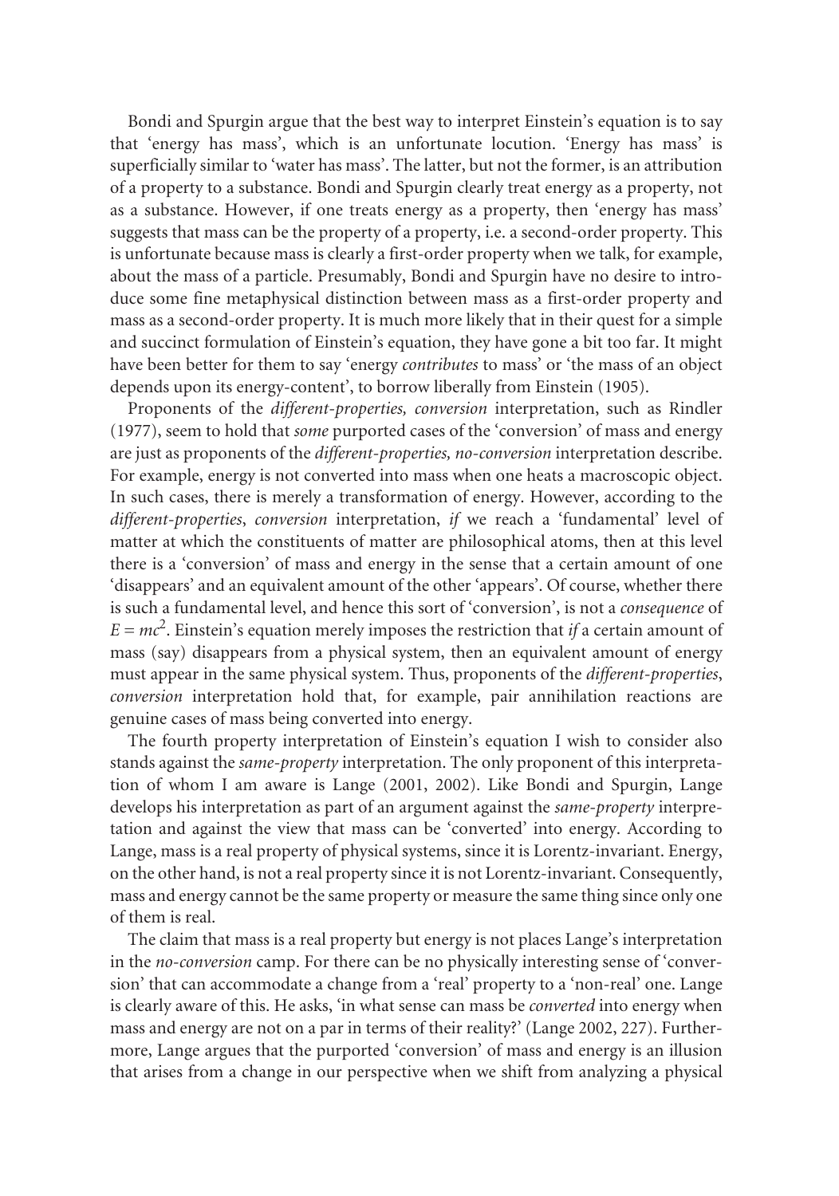Bondi and Spurgin argue that the best way to interpret Einstein's equation is to say that 'energy has mass', which is an unfortunate locution. 'Energy has mass' is superficially similar to 'water has mass'. The latter, but not the former, is an attribution of a property to a substance. Bondi and Spurgin clearly treat energy as a property, not as a substance. However, if one treats energy as a property, then 'energy has mass' suggests that mass can be the property of a property, i.e. a second-order property. This is unfortunate because mass is clearly a first-order property when we talk, for example, about the mass of a particle. Presumably, Bondi and Spurgin have no desire to introduce some fine metaphysical distinction between mass as a first-order property and mass as a second-order property. It is much more likely that in their quest for a simple and succinct formulation of Einstein's equation, they have gone a bit too far. It might have been better for them to say 'energy *contributes* to mass' or 'the mass of an object depends upon its energy-content', to borrow liberally from Einstein (1905).

Proponents of the *different-properties, conversion* interpretation, such as Rindler (1977), seem to hold that *some* purported cases of the 'conversion' of mass and energy are just as proponents of the *different-properties, no-conversion* interpretation describe. For example, energy is not converted into mass when one heats a macroscopic object. In such cases, there is merely a transformation of energy. However, according to the *different-properties*, *conversion* interpretation, *if* we reach a 'fundamental' level of matter at which the constituents of matter are philosophical atoms, then at this level there is a 'conversion' of mass and energy in the sense that a certain amount of one 'disappears' and an equivalent amount of the other 'appears'. Of course, whether there is such a fundamental level, and hence this sort of 'conversion', is not a *consequence* of $E = mc^2$. Einstein's equation merely imposes the restriction that *if* a certain amount of mass (say) disappears from a physical system, then an equivalent amount of energy must appear in the same physical system. Thus, proponents of the *different-properties*, *conversion* interpretation hold that, for example, pair annihilation reactions are genuine cases of mass being converted into energy.

The fourth property interpretation of Einstein's equation I wish to consider also stands against the *same-property* interpretation. The only proponent of this interpretation of whom I am aware is Lange (2001, 2002). Like Bondi and Spurgin, Lange develops his interpretation as part of an argument against the *same-property* interpretation and against the view that mass can be 'converted' into energy. According to Lange, mass is a real property of physical systems, since it is Lorentz-invariant. Energy, on the other hand, is not a real property since it is not Lorentz-invariant. Consequently, mass and energy cannot be the same property or measure the same thing since only one of them is real.

The claim that mass is a real property but energy is not places Lange's interpretation in the *no-conversion* camp. For there can be no physically interesting sense of 'conversion' that can accommodate a change from a 'real' property to a 'non-real' one. Lange is clearly aware of this. He asks, 'in what sense can mass be *converted* into energy when mass and energy are not on a par in terms of their reality?' (Lange 2002, 227). Furthermore, Lange argues that the purported 'conversion' of mass and energy is an illusion that arises from a change in our perspective when we shift from analyzing a physical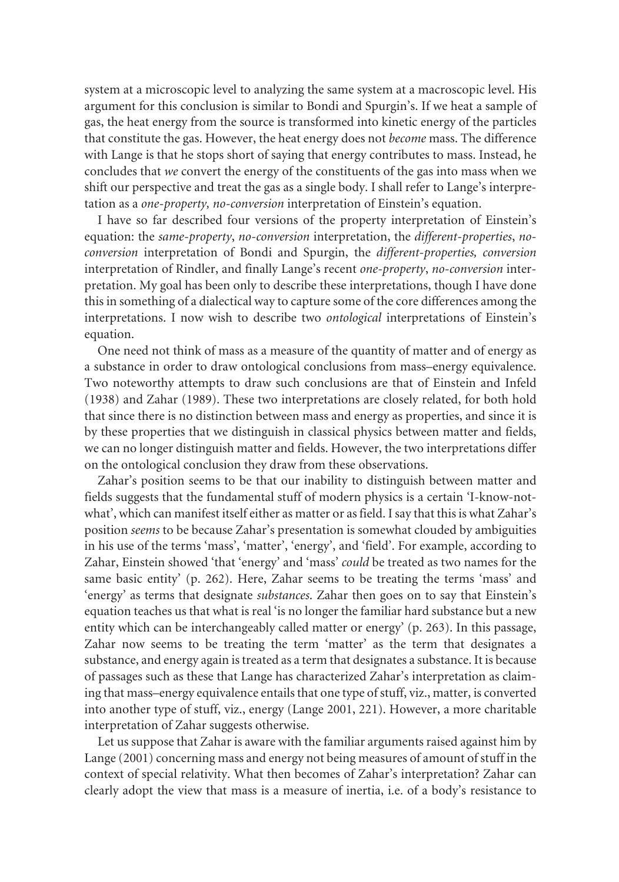system at a microscopic level to analyzing the same system at a macroscopic level. His argument for this conclusion is similar to Bondi and Spurgin's. If we heat a sample of gas, the heat energy from the source is transformed into kinetic energy of the particles that constitute the gas. However, the heat energy does not *become* mass. The difference with Lange is that he stops short of saying that energy contributes to mass. Instead, he concludes that *we* convert the energy of the constituents of the gas into mass when we shift our perspective and treat the gas as a single body. I shall refer to Lange's interpretation as a *one-property, no-conversion* interpretation of Einstein's equation.

I have so far described four versions of the property interpretation of Einstein's equation: the *same-property*, *no-conversion* interpretation, the *different-properties*, *no-conversion* interpretation of Bondi and Spurgin, the *different-properties, conversion* interpretation of Rindler, and finally Lange's recent *one-property*, *no-conversion* interpretation. My goal has been only to describe these interpretations, though I have done this in something of a dialectical way to capture some of the core differences among the interpretations. I now wish to describe two *ontological* interpretations of Einstein's equation.

One need not think of mass as a measure of the quantity of matter and of energy as a substance in order to draw ontological conclusions from mass–energy equivalence. Two noteworthy attempts to draw such conclusions are that of Einstein and Infeld (1938) and Zahar (1989). These two interpretations are closely related, for both hold that since there is no distinction between mass and energy as properties, and since it is by these properties that we distinguish in classical physics between matter and fields, we can no longer distinguish matter and fields. However, the two interpretations differ on the ontological conclusion they draw from these observations.

Zahar's position seems to be that our inability to distinguish between matter and fields suggests that the fundamental stuff of modern physics is a certain 'I-know-not-what', which can manifest itself either as matter or as field. I say that this is what Zahar's position *seems* to be because Zahar's presentation is somewhat clouded by ambiguities in his use of the terms 'mass', 'matter', 'energy', and 'field'. For example, according to Zahar, Einstein showed 'that 'energy' and 'mass' *could* be treated as two names for the same basic entity' (p. 262). Here, Zahar seems to be treating the terms 'mass' and 'energy' as terms that designate *substances*. Zahar then goes on to say that Einstein's equation teaches us that what is real 'is no longer the familiar hard substance but a new entity which can be interchangeably called matter or energy' (p. 263). In this passage, Zahar now seems to be treating the term 'matter' as the term that designates a substance, and energy again is treated as a term that designates a substance. It is because of passages such as these that Lange has characterized Zahar's interpretation as claiming that mass–energy equivalence entails that one type of stuff, viz., matter, is converted into another type of stuff, viz., energy (Lange 2001, 221). However, a more charitable interpretation of Zahar suggests otherwise.

Let us suppose that Zahar is aware with the familiar arguments raised against him by Lange (2001) concerning mass and energy not being measures of amount of stuff in the context of special relativity. What then becomes of Zahar's interpretation? Zahar can clearly adopt the view that mass is a measure of inertia, i.e. of a body's resistance to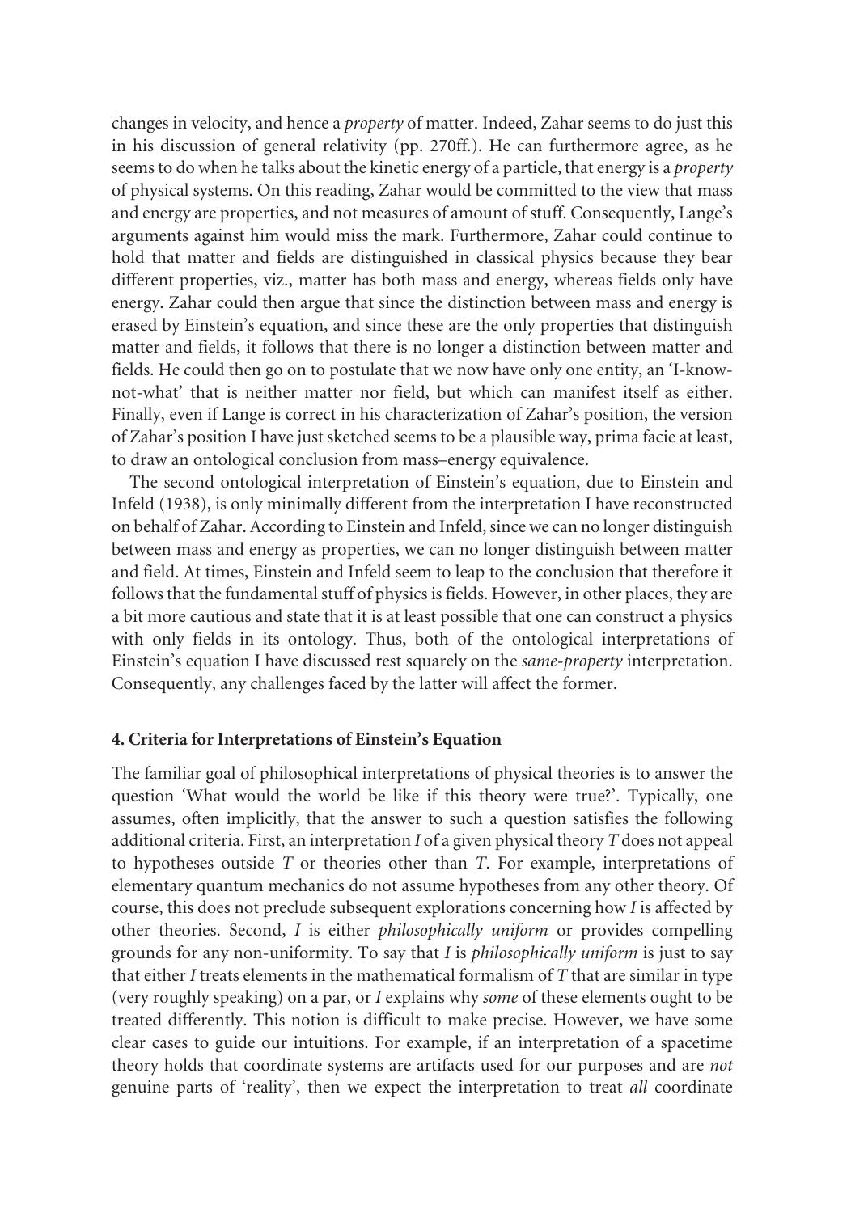changes in velocity, and hence a *property* of matter. Indeed, Zahar seems to do just this in his discussion of general relativity (pp. 270ff.). He can furthermore agree, as he seems to do when he talks about the kinetic energy of a particle, that energy is a *property* of physical systems. On this reading, Zahar would be committed to the view that mass and energy are properties, and not measures of amount of stuff. Consequently, Lange's arguments against him would miss the mark. Furthermore, Zahar could continue to hold that matter and fields are distinguished in classical physics because they bear different properties, viz., matter has both mass and energy, whereas fields only have energy. Zahar could then argue that since the distinction between mass and energy is erased by Einstein's equation, and since these are the only properties that distinguish matter and fields, it follows that there is no longer a distinction between matter and fields. He could then go on to postulate that we now have only one entity, an 'I-know-not-what' that is neither matter nor field, but which can manifest itself as either. Finally, even if Lange is correct in his characterization of Zahar's position, the version of Zahar's position I have just sketched seems to be a plausible way, prima facie at least, to draw an ontological conclusion from mass–energy equivalence.

The second ontological interpretation of Einstein's equation, due to Einstein and Infeld (1938), is only minimally different from the interpretation I have reconstructed on behalf of Zahar. According to Einstein and Infeld, since we can no longer distinguish between mass and energy as properties, we can no longer distinguish between matter and field. At times, Einstein and Infeld seem to leap to the conclusion that therefore it follows that the fundamental stuff of physics is fields. However, in other places, they are a bit more cautious and state that it is at least possible that one can construct a physics with only fields in its ontology. Thus, both of the ontological interpretations of Einstein's equation I have discussed rest squarely on the *same-property* interpretation. Consequently, any challenges faced by the latter will affect the former.

### 4. Criteria for Interpretations of Einstein's Equation

The familiar goal of philosophical interpretations of physical theories is to answer the question 'What would the world be like if this theory were true?'. Typically, one assumes, often implicitly, that the answer to such a question satisfies the following additional criteria. First, an interpretation *I* of a given physical theory *T* does not appeal to hypotheses outside *T* or theories other than *T*. For example, interpretations of elementary quantum mechanics do not assume hypotheses from any other theory. Of course, this does not preclude subsequent explorations concerning how *I* is affected by other theories. Second, *I* is either *philosophically uniform* or provides compelling grounds for any non-uniformity. To say that *I* is *philosophically uniform* is just to say that either *I* treats elements in the mathematical formalism of *T* that are similar in type (very roughly speaking) on a par, or *I* explains why *some* of these elements ought to be treated differently. This notion is difficult to make precise. However, we have some clear cases to guide our intuitions. For example, if an interpretation of a spacetime theory holds that coordinate systems are artifacts used for our purposes and are *not* genuine parts of 'reality', then we expect the interpretation to treat *all* coordinate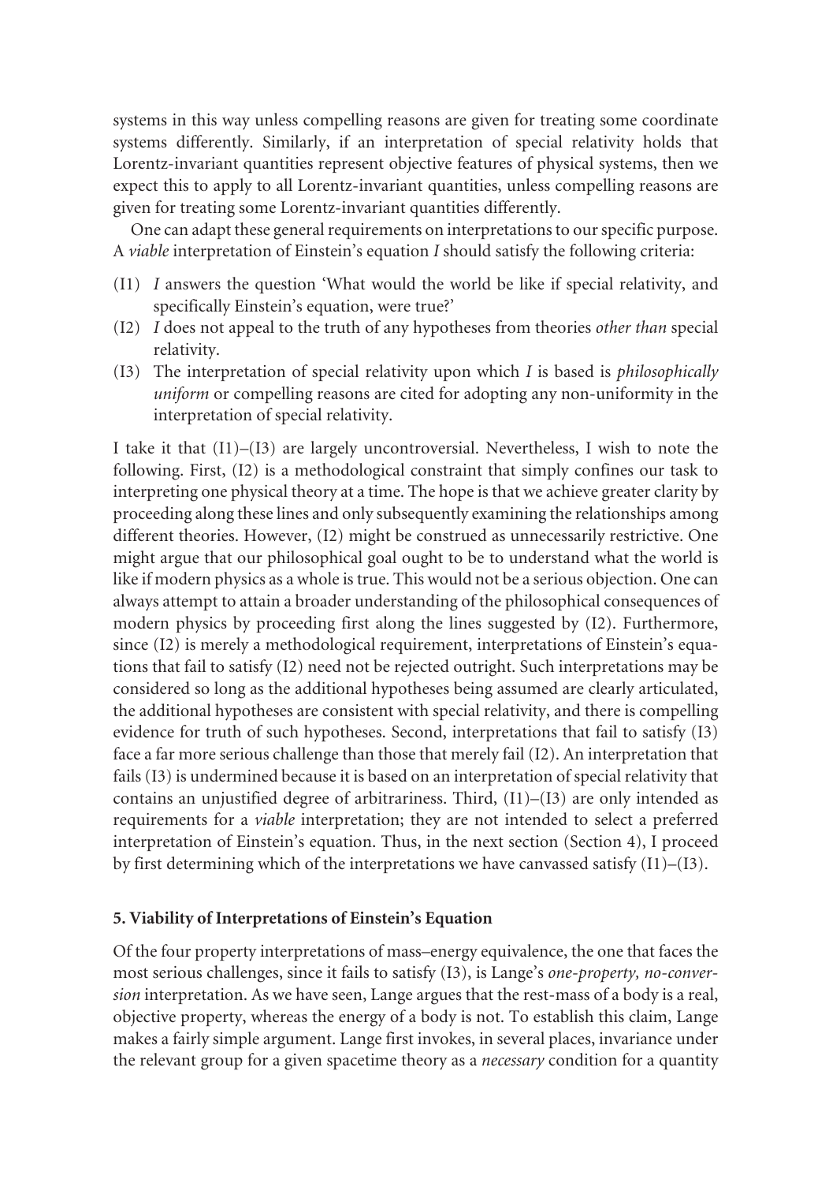systems in this way unless compelling reasons are given for treating some coordinate systems differently. Similarly, if an interpretation of special relativity holds that Lorentz-invariant quantities represent objective features of physical systems, then we expect this to apply to all Lorentz-invariant quantities, unless compelling reasons are given for treating some Lorentz-invariant quantities differently.

One can adapt these general requirements on interpretations to our specific purpose. A *viable* interpretation of Einstein's equation *I* should satisfy the following criteria:

(I1) *I* answers the question 'What would the world be like if special relativity, and specifically Einstein's equation, were true?'

(I2) *I* does not appeal to the truth of any hypotheses from theories *other than* special relativity.

(I3) The interpretation of special relativity upon which *I* is based is *philosophically uniform* or compelling reasons are cited for adopting any non-uniformity in the interpretation of special relativity.

I take it that (I1)–(I3) are largely uncontroversial. Nevertheless, I wish to note the following. First, (I2) is a methodological constraint that simply confines our task to interpreting one physical theory at a time. The hope is that we achieve greater clarity by proceeding along these lines and only subsequently examining the relationships among different theories. However, (I2) might be construed as unnecessarily restrictive. One might argue that our philosophical goal ought to be to understand what the world is like if modern physics as a whole is true. This would not be a serious objection. One can always attempt to attain a broader understanding of the philosophical consequences of modern physics by proceeding first along the lines suggested by (I2). Furthermore, since (I2) is merely a methodological requirement, interpretations of Einstein's equations that fail to satisfy (I2) need not be rejected outright. Such interpretations may be considered so long as the additional hypotheses being assumed are clearly articulated, the additional hypotheses are consistent with special relativity, and there is compelling evidence for truth of such hypotheses. Second, interpretations that fail to satisfy (I3) face a far more serious challenge than those that merely fail (I2). An interpretation that fails (I3) is undermined because it is based on an interpretation of special relativity that contains an unjustified degree of arbitrariness. Third, (I1)–(I3) are only intended as requirements for a *viable* interpretation; they are not intended to select a preferred interpretation of Einstein's equation. Thus, in the next section (Section 4), I proceed by first determining which of the interpretations we have canvassed satisfy (I1)–(I3).

## 5. Viability of Interpretations of Einstein's Equation

Of the four property interpretations of mass–energy equivalence, the one that faces the most serious challenges, since it fails to satisfy (I3), is Lange's *one-property, no-conversion* interpretation. As we have seen, Lange argues that the rest-mass of a body is a real, objective property, whereas the energy of a body is not. To establish this claim, Lange makes a fairly simple argument. Lange first invokes, in several places, invariance under the relevant group for a given spacetime theory as a *necessary* condition for a quantity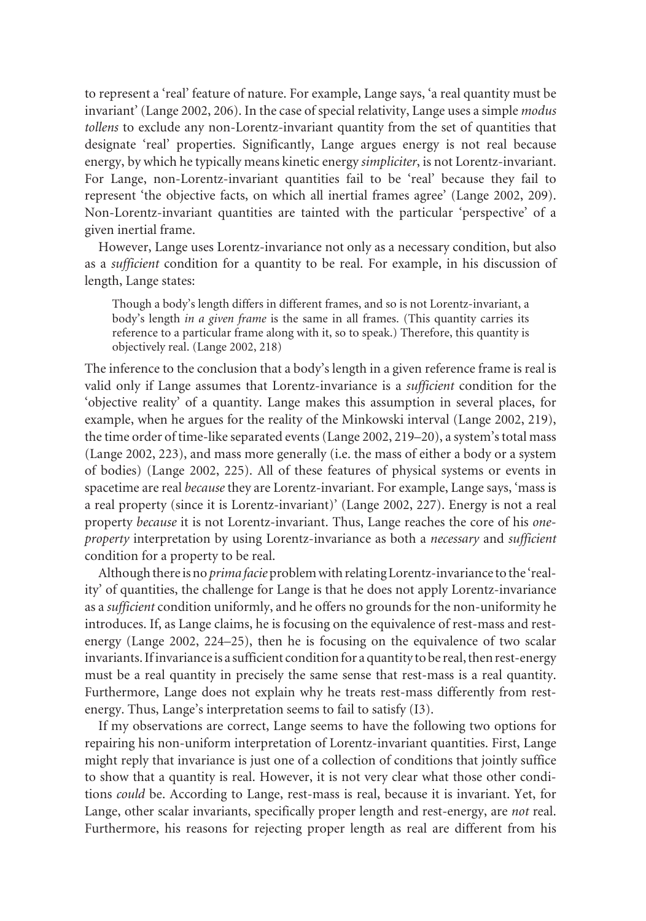to represent a 'real' feature of nature. For example, Lange says, 'a real quantity must be invariant' (Lange 2002, 206). In the case of special relativity, Lange uses a simple *modus tollens* to exclude any non-Lorentz-invariant quantity from the set of quantities that designate 'real' properties. Significantly, Lange argues energy is not real because energy, by which he typically means kinetic energy *simpliciter*, is not Lorentz-invariant. For Lange, non-Lorentz-invariant quantities fail to be 'real' because they fail to represent 'the objective facts, on which all inertial frames agree' (Lange 2002, 209). Non-Lorentz-invariant quantities are tainted with the particular 'perspective' of a given inertial frame.

However, Lange uses Lorentz-invariance not only as a necessary condition, but also as a *sufficient* condition for a quantity to be real. For example, in his discussion of length, Lange states:

> Though a body's length differs in different frames, and so is not Lorentz-invariant, a body's length *in a given frame* is the same in all frames. (This quantity carries its reference to a particular frame along with it, so to speak.) Therefore, this quantity is objectively real. (Lange 2002, 218)

The inference to the conclusion that a body's length in a given reference frame is real is valid only if Lange assumes that Lorentz-invariance is a *sufficient* condition for the 'objective reality' of a quantity. Lange makes this assumption in several places, for example, when he argues for the reality of the Minkowski interval (Lange 2002, 219), the time order of time-like separated events (Lange 2002, 219–20), a system's total mass (Lange 2002, 223), and mass more generally (i.e. the mass of either a body or a system of bodies) (Lange 2002, 225). All of these features of physical systems or events in spacetime are real *because* they are Lorentz-invariant. For example, Lange says, 'mass is a real property (since it is Lorentz-invariant)' (Lange 2002, 227). Energy is not a real property *because* it is not Lorentz-invariant. Thus, Lange reaches the core of his *one-property* interpretation by using Lorentz-invariance as both a *necessary* and *sufficient* condition for a property to be real.

Although there is no *prima facie* problem with relating Lorentz-invariance to the 'reality' of quantities, the challenge for Lange is that he does not apply Lorentz-invariance as a *sufficient* condition uniformly, and he offers no grounds for the non-uniformity he introduces. If, as Lange claims, he is focusing on the equivalence of rest-mass and rest-energy (Lange 2002, 224–25), then he is focusing on the equivalence of two scalar invariants. If invariance is a sufficient condition for a quantity to be real, then rest-energy must be a real quantity in precisely the same sense that rest-mass is a real quantity. Furthermore, Lange does not explain why he treats rest-mass differently from rest-energy. Thus, Lange's interpretation seems to fail to satisfy (I3).

If my observations are correct, Lange seems to have the following two options for repairing his non-uniform interpretation of Lorentz-invariant quantities. First, Lange might reply that invariance is just one of a collection of conditions that jointly suffice to show that a quantity is real. However, it is not very clear what those other conditions *could* be. According to Lange, rest-mass is real, because it is invariant. Yet, for Lange, other scalar invariants, specifically proper length and rest-energy, are *not* real. Furthermore, his reasons for rejecting proper length as real are different from his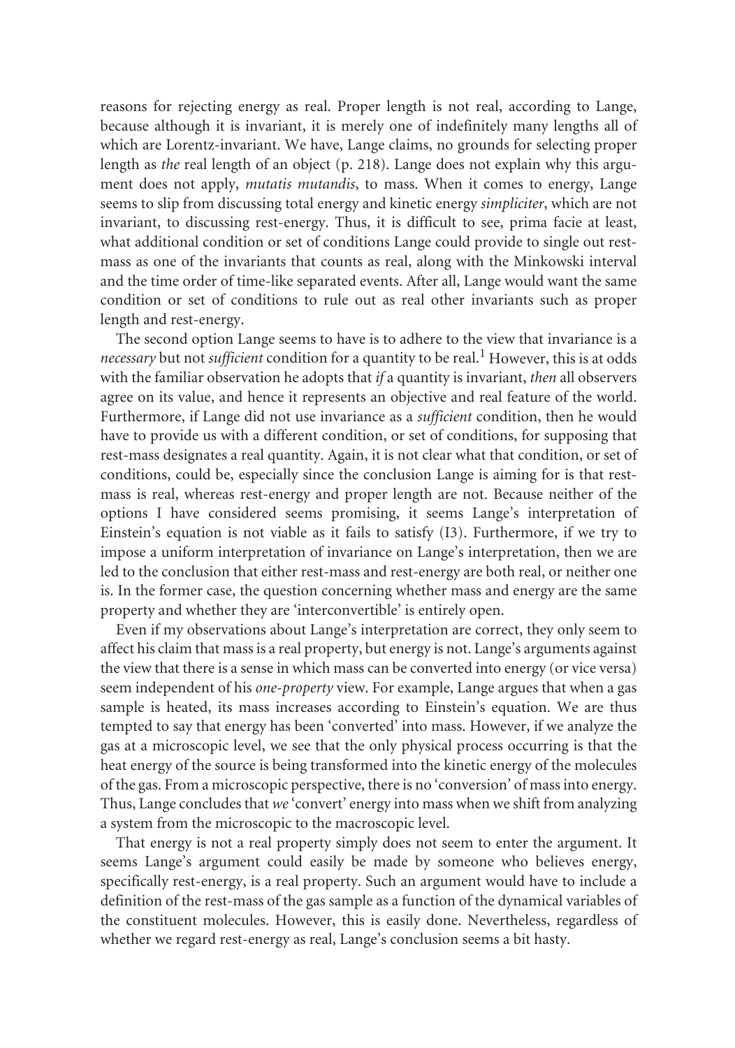reasons for rejecting energy as real. Proper length is not real, according to Lange, because although it is invariant, it is merely one of indefinitely many lengths all of which are Lorentz-invariant. We have, Lange claims, no grounds for selecting proper length as *the* real length of an object (p. 218). Lange does not explain why this argument does not apply, *mutatis mutandis*, to mass. When it comes to energy, Lange seems to slip from discussing total energy and kinetic energy *simpliciter*, which are not invariant, to discussing rest-energy. Thus, it is difficult to see, prima facie at least, what additional condition or set of conditions Lange could provide to single out rest-mass as one of the invariants that counts as real, along with the Minkowski interval and the time order of time-like separated events. After all, Lange would want the same condition or set of conditions to rule out as real other invariants such as proper length and rest-energy.

The second option Lange seems to have is to adhere to the view that invariance is a *necessary* but not *sufficient* condition for a quantity to be real.[1] However, this is at odds with the familiar observation he adopts that *if* a quantity is invariant, *then* all observers agree on its value, and hence it represents an objective and real feature of the world. Furthermore, if Lange did not use invariance as a *sufficient* condition, then he would have to provide us with a different condition, or set of conditions, for supposing that rest-mass designates a real quantity. Again, it is not clear what that condition, or set of conditions, could be, especially since the conclusion Lange is aiming for is that rest-mass is real, whereas rest-energy and proper length are not. Because neither of the options I have considered seems promising, it seems Lange's interpretation of Einstein's equation is not viable as it fails to satisfy (I3). Furthermore, if we try to impose a uniform interpretation of invariance on Lange's interpretation, then we are led to the conclusion that either rest-mass and rest-energy are both real, or neither one is. In the former case, the question concerning whether mass and energy are the same property and whether they are 'interconvertible' is entirely open.

Even if my observations about Lange's interpretation are correct, they only seem to affect his claim that mass is a real property, but energy is not. Lange's arguments against the view that there is a sense in which mass can be converted into energy (or vice versa) seem independent of his *one-property* view. For example, Lange argues that when a gas sample is heated, its mass increases according to Einstein's equation. We are thus tempted to say that energy has been 'converted' into mass. However, if we analyze the gas at a microscopic level, we see that the only physical process occurring is that the heat energy of the source is being transformed into the kinetic energy of the molecules of the gas. From a microscopic perspective, there is no 'conversion' of mass into energy. Thus, Lange concludes that *we* 'convert' energy into mass when we shift from analyzing a system from the microscopic to the macroscopic level.

That energy is not a real property simply does not seem to enter the argument. It seems Lange's argument could easily be made by someone who believes energy, specifically rest-energy, is a real property. Such an argument would have to include a definition of the rest-mass of the gas sample as a function of the dynamical variables of the constituent molecules. However, this is easily done. Nevertheless, regardless of whether we regard rest-energy as real, Lange's conclusion seems a bit hasty.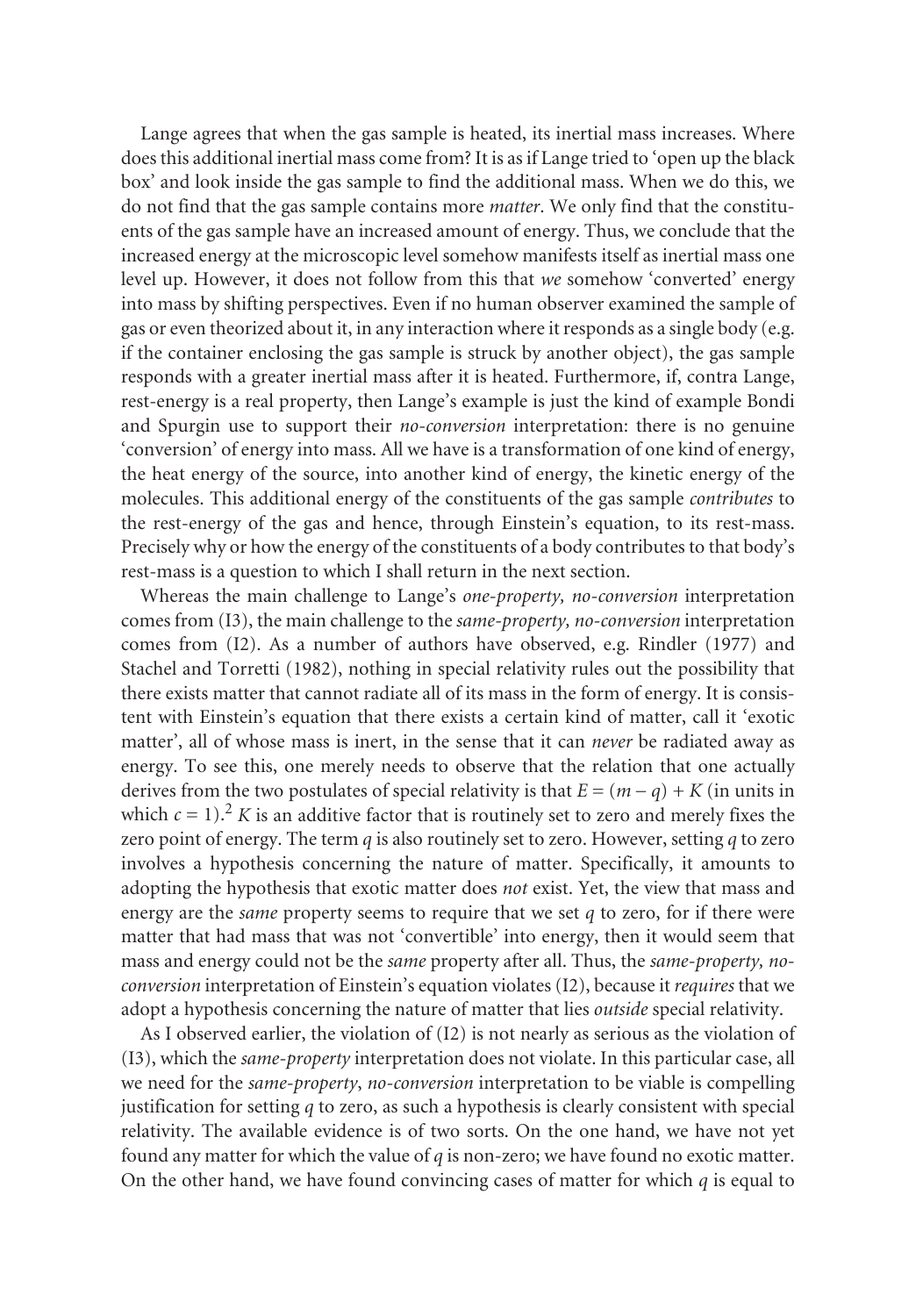Lange agrees that when the gas sample is heated, its inertial mass increases. Where does this additional inertial mass come from? It is as if Lange tried to 'open up the black box' and look inside the gas sample to find the additional mass. When we do this, we do not find that the gas sample contains more *matter*. We only find that the constituents of the gas sample have an increased amount of energy. Thus, we conclude that the increased energy at the microscopic level somehow manifests itself as inertial mass one level up. However, it does not follow from this that *we* somehow 'converted' energy into mass by shifting perspectives. Even if no human observer examined the sample of gas or even theorized about it, in any interaction where it responds as a single body (e.g. if the container enclosing the gas sample is struck by another object), the gas sample responds with a greater inertial mass after it is heated. Furthermore, if, contra Lange, rest-energy is a real property, then Lange's example is just the kind of example Bondi and Spurgin use to support their *no-conversion* interpretation: there is no genuine 'conversion' of energy into mass. All we have is a transformation of one kind of energy, the heat energy of the source, into another kind of energy, the kinetic energy of the molecules. This additional energy of the constituents of the gas sample *contributes* to the rest-energy of the gas and hence, through Einstein's equation, to its rest-mass. Precisely why or how the energy of the constituents of a body contributes to that body's rest-mass is a question to which I shall return in the next section.

Whereas the main challenge to Lange's *one-property, no-conversion* interpretation comes from (I3), the main challenge to the *same-property, no-conversion* interpretation comes from (I2). As a number of authors have observed, e.g. Rindler (1977) and Stachel and Torretti (1982), nothing in special relativity rules out the possibility that there exists matter that cannot radiate all of its mass in the form of energy. It is consistent with Einstein's equation that there exists a certain kind of matter, call it 'exotic matter', all of whose mass is inert, in the sense that it can *never* be radiated away as energy. To see this, one merely needs to observe that the relation that one actually derives from the two postulates of special relativity is that $E = (m - q) + K$ (in units in which $c = 1$).[2] $K$ is an additive factor that is routinely set to zero and merely fixes the zero point of energy. The term $q$ is also routinely set to zero. However, setting $q$ to zero involves a hypothesis concerning the nature of matter. Specifically, it amounts to adopting the hypothesis that exotic matter does *not* exist. Yet, the view that mass and energy are the *same* property seems to require that we set $q$ to zero, for if there were matter that had mass that was not 'convertible' into energy, then it would seem that mass and energy could not be the *same* property after all. Thus, the *same-property, no-conversion* interpretation of Einstein's equation violates (I2), because it *requires* that we adopt a hypothesis concerning the nature of matter that lies *outside* special relativity.

As I observed earlier, the violation of (I2) is not nearly as serious as the violation of (I3), which the *same-property* interpretation does not violate. In this particular case, all we need for the *same-property*, *no-conversion* interpretation to be viable is compelling justification for setting $q$ to zero, as such a hypothesis is clearly consistent with special relativity. The available evidence is of two sorts. On the one hand, we have not yet found any matter for which the value of $q$ is non-zero; we have found no exotic matter. On the other hand, we have found convincing cases of matter for which $q$ is equal to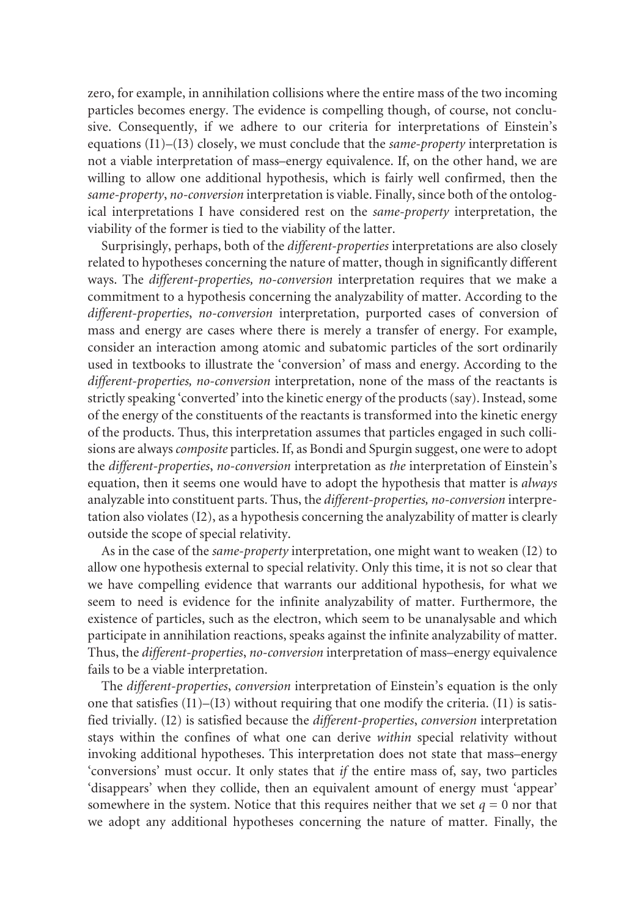zero, for example, in annihilation collisions where the entire mass of the two incoming particles becomes energy. The evidence is compelling though, of course, not conclusive. Consequently, if we adhere to our criteria for interpretations of Einstein's equations (I1)–(I3) closely, we must conclude that the *same-property* interpretation is not a viable interpretation of mass–energy equivalence. If, on the other hand, we are willing to allow one additional hypothesis, which is fairly well confirmed, then the *same-property*, *no-conversion* interpretation is viable. Finally, since both of the ontological interpretations I have considered rest on the *same-property* interpretation, the viability of the former is tied to the viability of the latter.

Surprisingly, perhaps, both of the *different-properties* interpretations are also closely related to hypotheses concerning the nature of matter, though in significantly different ways. The *different-properties, no-conversion* interpretation requires that we make a commitment to a hypothesis concerning the analyzability of matter. According to the *different-properties*, *no-conversion* interpretation, purported cases of conversion of mass and energy are cases where there is merely a transfer of energy. For example, consider an interaction among atomic and subatomic particles of the sort ordinarily used in textbooks to illustrate the 'conversion' of mass and energy. According to the *different-properties, no-conversion* interpretation, none of the mass of the reactants is strictly speaking 'converted' into the kinetic energy of the products (say). Instead, some of the energy of the constituents of the reactants is transformed into the kinetic energy of the products. Thus, this interpretation assumes that particles engaged in such collisions are always *composite* particles. If, as Bondi and Spurgin suggest, one were to adopt the *different-properties*, *no-conversion* interpretation as *the* interpretation of Einstein's equation, then it seems one would have to adopt the hypothesis that matter is *always* analyzable into constituent parts. Thus, the *different-properties, no-conversion* interpretation also violates (I2), as a hypothesis concerning the analyzability of matter is clearly outside the scope of special relativity.

As in the case of the *same-property* interpretation, one might want to weaken (I2) to allow one hypothesis external to special relativity. Only this time, it is not so clear that we have compelling evidence that warrants our additional hypothesis, for what we seem to need is evidence for the infinite analyzability of matter. Furthermore, the existence of particles, such as the electron, which seem to be unanalysable and which participate in annihilation reactions, speaks against the infinite analyzability of matter. Thus, the *different-properties*, *no-conversion* interpretation of mass–energy equivalence fails to be a viable interpretation.

The *different-properties*, *conversion* interpretation of Einstein's equation is the only one that satisfies (I1)–(I3) without requiring that one modify the criteria. (I1) is satisfied trivially. (I2) is satisfied because the *different-properties*, *conversion* interpretation stays within the confines of what one can derive *within* special relativity without invoking additional hypotheses. This interpretation does not state that mass–energy 'conversions' must occur. It only states that *if* the entire mass of, say, two particles 'disappears' when they collide, then an equivalent amount of energy must 'appear' somewhere in the system. Notice that this requires neither that we set $q = 0$ nor that we adopt any additional hypotheses concerning the nature of matter. Finally, the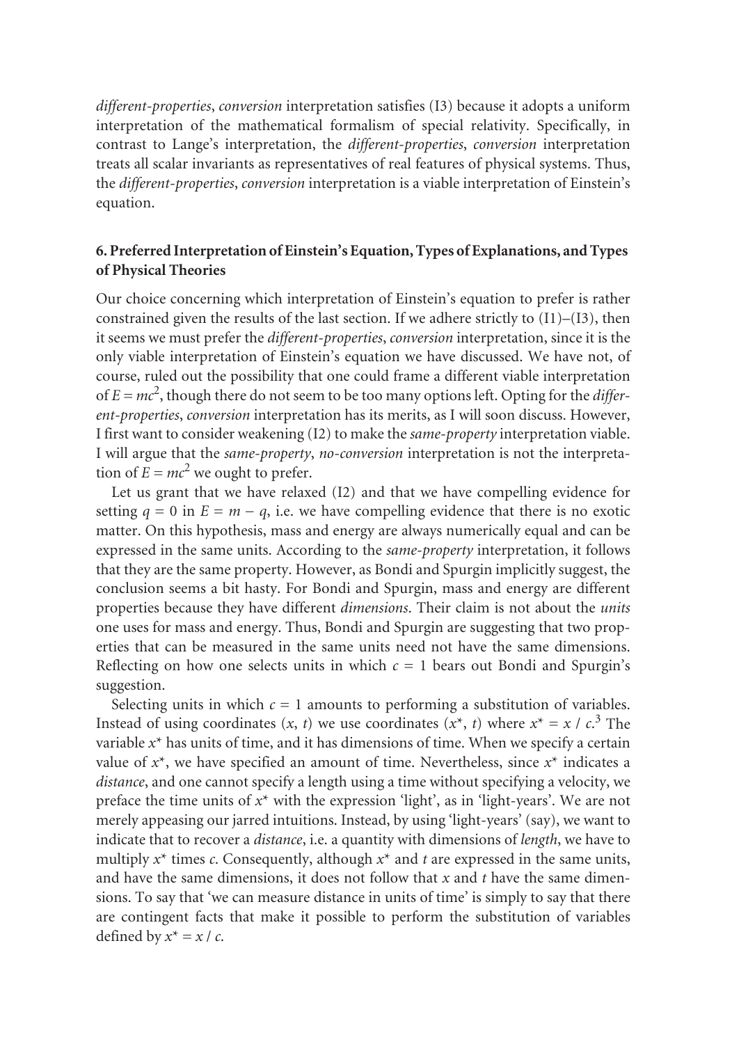*different-properties*, *conversion* interpretation satisfies (I3) because it adopts a uniform interpretation of the mathematical formalism of special relativity. Specifically, in contrast to Lange's interpretation, the *different-properties*, *conversion* interpretation treats all scalar invariants as representatives of real features of physical systems. Thus, the *different-properties*, *conversion* interpretation is a viable interpretation of Einstein's equation.

## 6. Preferred Interpretation of Einstein's Equation, Types of Explanations, and Types of Physical Theories

Our choice concerning which interpretation of Einstein's equation to prefer is rather constrained given the results of the last section. If we adhere strictly to (I1)–(I3), then it seems we must prefer the *different-properties*, *conversion* interpretation, since it is the only viable interpretation of Einstein's equation we have discussed. We have not, of course, ruled out the possibility that one could frame a different viable interpretation of $E = mc^2$, though there do not seem to be too many options left. Opting for the *different-properties*, *conversion* interpretation has its merits, as I will soon discuss. However, I first want to consider weakening (I2) to make the *same-property* interpretation viable. I will argue that the *same-property*, *no-conversion* interpretation is not the interpretation of $E = mc^2$ we ought to prefer.

Let us grant that we have relaxed (I2) and that we have compelling evidence for setting $q = 0$ in $E = m - q$, i.e. we have compelling evidence that there is no exotic matter. On this hypothesis, mass and energy are always numerically equal and can be expressed in the same units. According to the *same-property* interpretation, it follows that they are the same property. However, as Bondi and Spurgin implicitly suggest, the conclusion seems a bit hasty. For Bondi and Spurgin, mass and energy are different properties because they have different *dimensions*. Their claim is not about the *units* one uses for mass and energy. Thus, Bondi and Spurgin are suggesting that two properties that can be measured in the same units need not have the same dimensions. Reflecting on how one selects units in which $c = 1$ bears out Bondi and Spurgin's suggestion.

Selecting units in which $c = 1$ amounts to performing a substitution of variables. Instead of using coordinates $(x, t)$ we use coordinates $(x^*, t)$ where $x^* = x / c$.[3] The variable $x^*$ has units of time, and it has dimensions of time. When we specify a certain value of $x^*$, we have specified an amount of time. Nevertheless, since $x^*$ indicates a *distance*, and one cannot specify a length using a time without specifying a velocity, we preface the time units of $x^*$ with the expression 'light', as in 'light-years'. We are not merely appeasing our jarred intuitions. Instead, by using 'light-years' (say), we want to indicate that to recover a *distance*, i.e. a quantity with dimensions of *length*, we have to multiply $x^*$ times $c$. Consequently, although $x^*$ and $t$ are expressed in the same units, and have the same dimensions, it does not follow that $x$ and $t$ have the same dimensions. To say that 'we can measure distance in units of time' is simply to say that there are contingent facts that make it possible to perform the substitution of variables defined by $x^* = x / c$.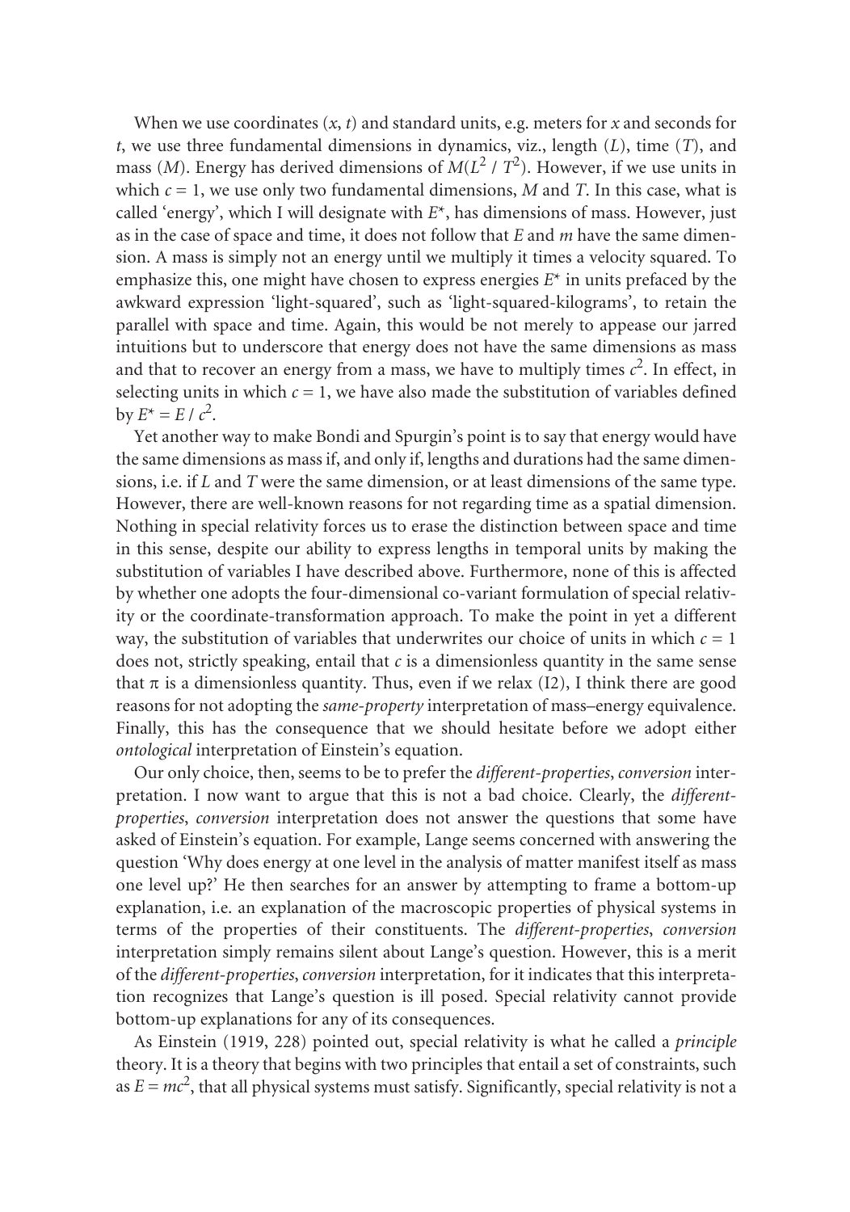When we use coordinates $(x, t)$ and standard units, e.g. meters for $x$ and seconds for $t$, we use three fundamental dimensions in dynamics, viz., length $(L)$, time $(T)$, and mass $(M)$. Energy has derived dimensions of $M(L^2 / T^2)$. However, if we use units in which $c = 1$, we use only two fundamental dimensions, $M$ and $T$. In this case, what is called 'energy', which I will designate with $E^*$, has dimensions of mass. However, just as in the case of space and time, it does not follow that $E$ and $m$ have the same dimension. A mass is simply not an energy until we multiply it times a velocity squared. To emphasize this, one might have chosen to express energies $E^*$ in units prefaced by the awkward expression 'light-squared', such as 'light-squared-kilograms', to retain the parallel with space and time. Again, this would be not merely to appease our jarred intuitions but to underscore that energy does not have the same dimensions as mass and that to recover an energy from a mass, we have to multiply times $c^2$. In effect, in selecting units in which $c = 1$, we have also made the substitution of variables defined by $E^* = E / c^2$.

Yet another way to make Bondi and Spurgin's point is to say that energy would have the same dimensions as mass if, and only if, lengths and durations had the same dimensions, i.e. if $L$ and $T$ were the same dimension, or at least dimensions of the same type. However, there are well-known reasons for not regarding time as a spatial dimension. Nothing in special relativity forces us to erase the distinction between space and time in this sense, despite our ability to express lengths in temporal units by making the substitution of variables I have described above. Furthermore, none of this is affected by whether one adopts the four-dimensional co-variant formulation of special relativity or the coordinate-transformation approach. To make the point in yet a different way, the substitution of variables that underwrites our choice of units in which $c = 1$ does not, strictly speaking, entail that $c$ is a dimensionless quantity in the same sense that $\pi$ is a dimensionless quantity. Thus, even if we relax (I2), I think there are good reasons for not adopting the *same-property* interpretation of mass–energy equivalence. Finally, this has the consequence that we should hesitate before we adopt either *ontological* interpretation of Einstein's equation.

Our only choice, then, seems to be to prefer the *different-properties*, *conversion* interpretation. I now want to argue that this is not a bad choice. Clearly, the *different-properties*, *conversion* interpretation does not answer the questions that some have asked of Einstein's equation. For example, Lange seems concerned with answering the question 'Why does energy at one level in the analysis of matter manifest itself as mass one level up?' He then searches for an answer by attempting to frame a bottom-up explanation, i.e. an explanation of the macroscopic properties of physical systems in terms of the properties of their constituents. The *different-properties*, *conversion* interpretation simply remains silent about Lange's question. However, this is a merit of the *different-properties*, *conversion* interpretation, for it indicates that this interpretation recognizes that Lange's question is ill posed. Special relativity cannot provide bottom-up explanations for any of its consequences.

As Einstein (1919, 228) pointed out, special relativity is what he called a *principle* theory. It is a theory that begins with two principles that entail a set of constraints, such as $E = mc^2$, that all physical systems must satisfy. Significantly, special relativity is not a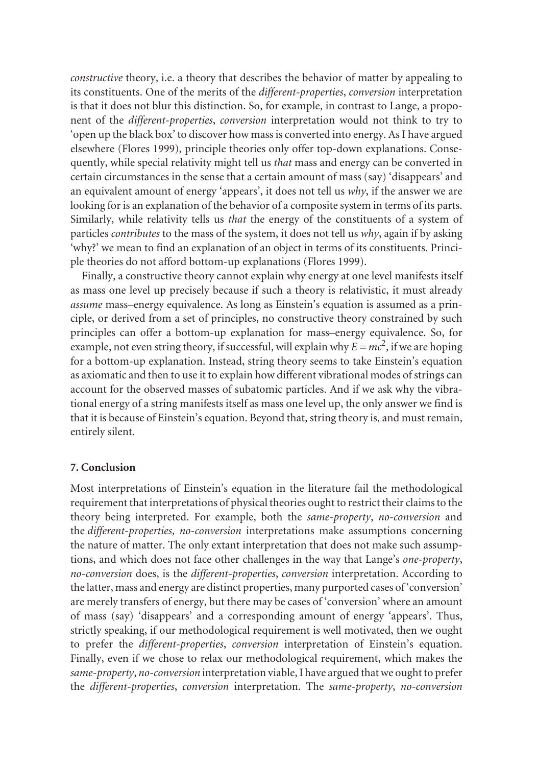*constructive* theory, i.e. a theory that describes the behavior of matter by appealing to its constituents. One of the merits of the *different-properties*, *conversion* interpretation is that it does not blur this distinction. So, for example, in contrast to Lange, a proponent of the *different-properties*, *conversion* interpretation would not think to try to 'open up the black box' to discover how mass is converted into energy. As I have argued elsewhere (Flores 1999), principle theories only offer top-down explanations. Consequently, while special relativity might tell us *that* mass and energy can be converted in certain circumstances in the sense that a certain amount of mass (say) 'disappears' and an equivalent amount of energy 'appears', it does not tell us *why*, if the answer we are looking for is an explanation of the behavior of a composite system in terms of its parts. Similarly, while relativity tells us *that* the energy of the constituents of a system of particles *contributes* to the mass of the system, it does not tell us *why*, again if by asking 'why?' we mean to find an explanation of an object in terms of its constituents. Principle theories do not afford bottom-up explanations (Flores 1999).

Finally, a constructive theory cannot explain why energy at one level manifests itself as mass one level up precisely because if such a theory is relativistic, it must already *assume* mass–energy equivalence. As long as Einstein's equation is assumed as a principle, or derived from a set of principles, no constructive theory constrained by such principles can offer a bottom-up explanation for mass–energy equivalence. So, for example, not even string theory, if successful, will explain why $E = mc^2$, if we are hoping for a bottom-up explanation. Instead, string theory seems to take Einstein's equation as axiomatic and then to use it to explain how different vibrational modes of strings can account for the observed masses of subatomic particles. And if we ask why the vibrational energy of a string manifests itself as mass one level up, the only answer we find is that it is because of Einstein's equation. Beyond that, string theory is, and must remain, entirely silent.

## 7. Conclusion

Most interpretations of Einstein's equation in the literature fail the methodological requirement that interpretations of physical theories ought to restrict their claims to the theory being interpreted. For example, both the *same-property*, *no-conversion* and the *different-properties*, *no-conversion* interpretations make assumptions concerning the nature of matter. The only extant interpretation that does not make such assumptions, and which does not face other challenges in the way that Lange's *one-property*, *no-conversion* does, is the *different-properties*, *conversion* interpretation. According to the latter, mass and energy are distinct properties, many purported cases of 'conversion' are merely transfers of energy, but there may be cases of 'conversion' where an amount of mass (say) 'disappears' and a corresponding amount of energy 'appears'. Thus, strictly speaking, if our methodological requirement is well motivated, then we ought to prefer the *different-properties*, *conversion* interpretation of Einstein's equation. Finally, even if we chose to relax our methodological requirement, which makes the *same-property*, *no-conversion* interpretation viable, I have argued that we ought to prefer the *different-properties*, *conversion* interpretation. The *same-property*, *no-conversion*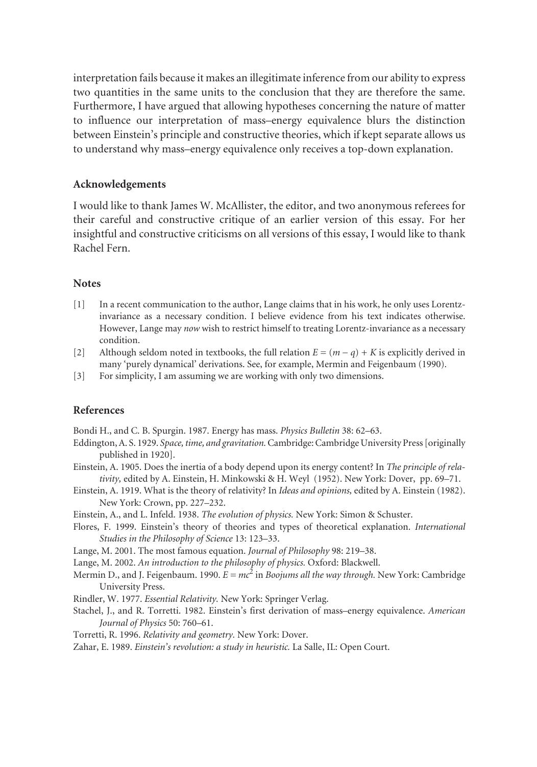interpretation fails because it makes an illegitimate inference from our ability to express two quantities in the same units to the conclusion that they are therefore the same. Furthermore, I have argued that allowing hypotheses concerning the nature of matter to influence our interpretation of mass–energy equivalence blurs the distinction between Einstein's principle and constructive theories, which if kept separate allows us to understand why mass–energy equivalence only receives a top-down explanation.

## Acknowledgements

I would like to thank James W. McAllister, the editor, and two anonymous referees for their careful and constructive critique of an earlier version of this essay. For her insightful and constructive criticisms on all versions of this essay, I would like to thank Rachel Fern.

## Notes

[1] In a recent communication to the author, Lange claims that in his work, he only uses Lorentz-invariance as a necessary condition. I believe evidence from his text indicates otherwise. However, Lange may *now* wish to restrict himself to treating Lorentz-invariance as a necessary condition.

[2] Although seldom noted in textbooks, the full relation $E = (m - q) + K$ is explicitly derived in many 'purely dynamical' derivations. See, for example, Mermin and Feigenbaum (1990).

[3] For simplicity, I am assuming we are working with only two dimensions.

## References

Bondi H., and C. B. Spurgin. 1987. Energy has mass. *Physics Bulletin* 38: 62–63.

Eddington, A. S. 1929. *Space, time, and gravitation.* Cambridge: Cambridge University Press [originally published in 1920].

Einstein, A. 1905. Does the inertia of a body depend upon its energy content? In *The principle of relativity,* edited by A. Einstein, H. Minkowski & H. Weyl (1952). New York: Dover, pp. 69–71.

Einstein, A. 1919. What is the theory of relativity? In *Ideas and opinions,* edited by A. Einstein (1982). New York: Crown, pp. 227–232.

Einstein, A., and L. Infeld. 1938. *The evolution of physics.* New York: Simon & Schuster.

Flores, F. 1999. Einstein's theory of theories and types of theoretical explanation. *International Studies in the Philosophy of Science* 13: 123–33.

Lange, M. 2001. The most famous equation. *Journal of Philosophy* 98: 219–38.

Lange, M. 2002. *An introduction to the philosophy of physics.* Oxford: Blackwell.

Mermin D., and J. Feigenbaum. 1990. $E = mc^2$ in *Boojums all the way through.* New York: Cambridge University Press.

Rindler, W. 1977. *Essential Relativity.* New York: Springer Verlag.

Stachel, J., and R. Torretti. 1982. Einstein's first derivation of mass–energy equivalence. *American Journal of Physics* 50: 760–61.

Torretti, R. 1996. *Relativity and geometry.* New York: Dover.

Zahar, E. 1989. *Einstein's revolution: a study in heuristic.* La Salle, IL: Open Court.